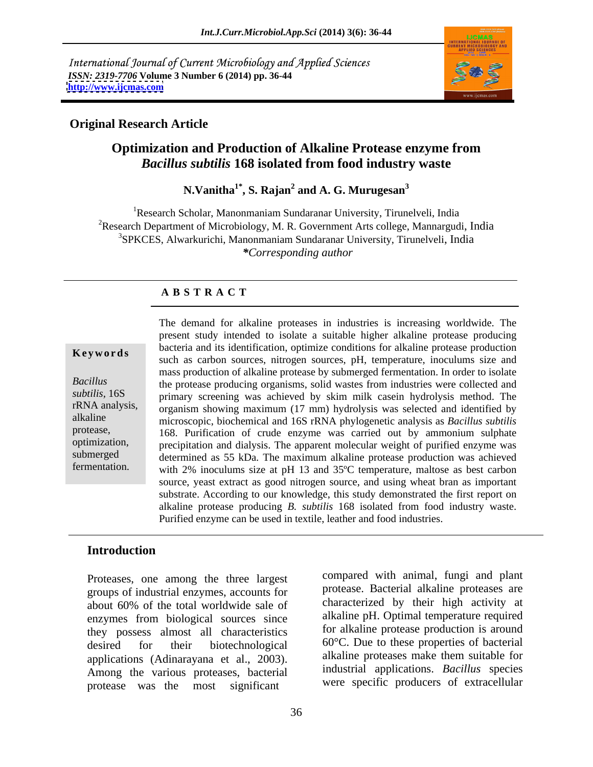International Journal of Current Microbiology and Applied Sciences
*ISSN: 2319-7706* **Volume 3 Number 6 (2014) pp. 36-44**
**http://www.ijcmas.com**

**Original Research Article**

# Optimization and Production of Alkaline Protease enzyme from *Bacillus subtilis* 168 isolated from food industry waste

**N.Vanitha[1*], S. Rajan[2] and A. G. Murugesan[3]**

[1]Research Scholar, Manonmaniam Sundaranar University, Tirunelveli, India
[2]Research Department of Microbiology, M. R. Government Arts college, Mannargudi, India
[3]SPKCES, Alwarkurichi, Manonmaniam Sundaranar University, Tirunelveli, India
*\*Corresponding author*

## A B S T R A C T

**Keywords**

*Bacillus subtilis*, 16S rRNA analysis, alkaline protease, optimization, submerged fermentation.

The demand for alkaline proteases in industries is increasing worldwide. The present study intended to isolate a suitable higher alkaline protease producing bacteria and its identification, optimize conditions for alkaline protease production such as carbon sources, nitrogen sources, pH, temperature, inoculums size and mass production of alkaline protease by submerged fermentation. In order to isolate the protease producing organisms, solid wastes from industries were collected and primary screening was achieved by skim milk casein hydrolysis method. The organism showing maximum (17 mm) hydrolysis was selected and identified by microscopic, biochemical and 16S rRNA phylogenetic analysis as *Bacillus subtilis* 168. Purification of crude enzyme was carried out by ammonium sulphate precipitation and dialysis. The apparent molecular weight of purified enzyme was determined as 55 kDa. The maximum alkaline protease production was achieved with 2% inoculums size at pH 13 and 35ºC temperature, maltose as best carbon source, yeast extract as good nitrogen source, and using wheat bran as important substrate. According to our knowledge, this study demonstrated the first report on alkaline protease producing *B. subtilis* 168 isolated from food industry waste. Purified enzyme can be used in textile, leather and food industries.

## Introduction

Proteases, one among the three largest groups of industrial enzymes, accounts for about 60% of the total worldwide sale of enzymes from biological sources since they possess almost all characteristics desired for their biotechnological applications (Adinarayana et al., 2003). Among the various proteases, bacterial protease was the most significant compared with animal, fungi and plant protease. Bacterial alkaline proteases are characterized by their high activity at alkaline pH. Optimal temperature required for alkaline protease production is around 60°C. Due to these properties of bacterial alkaline proteases make them suitable for industrial applications. *Bacillus* species were specific producers of extracellular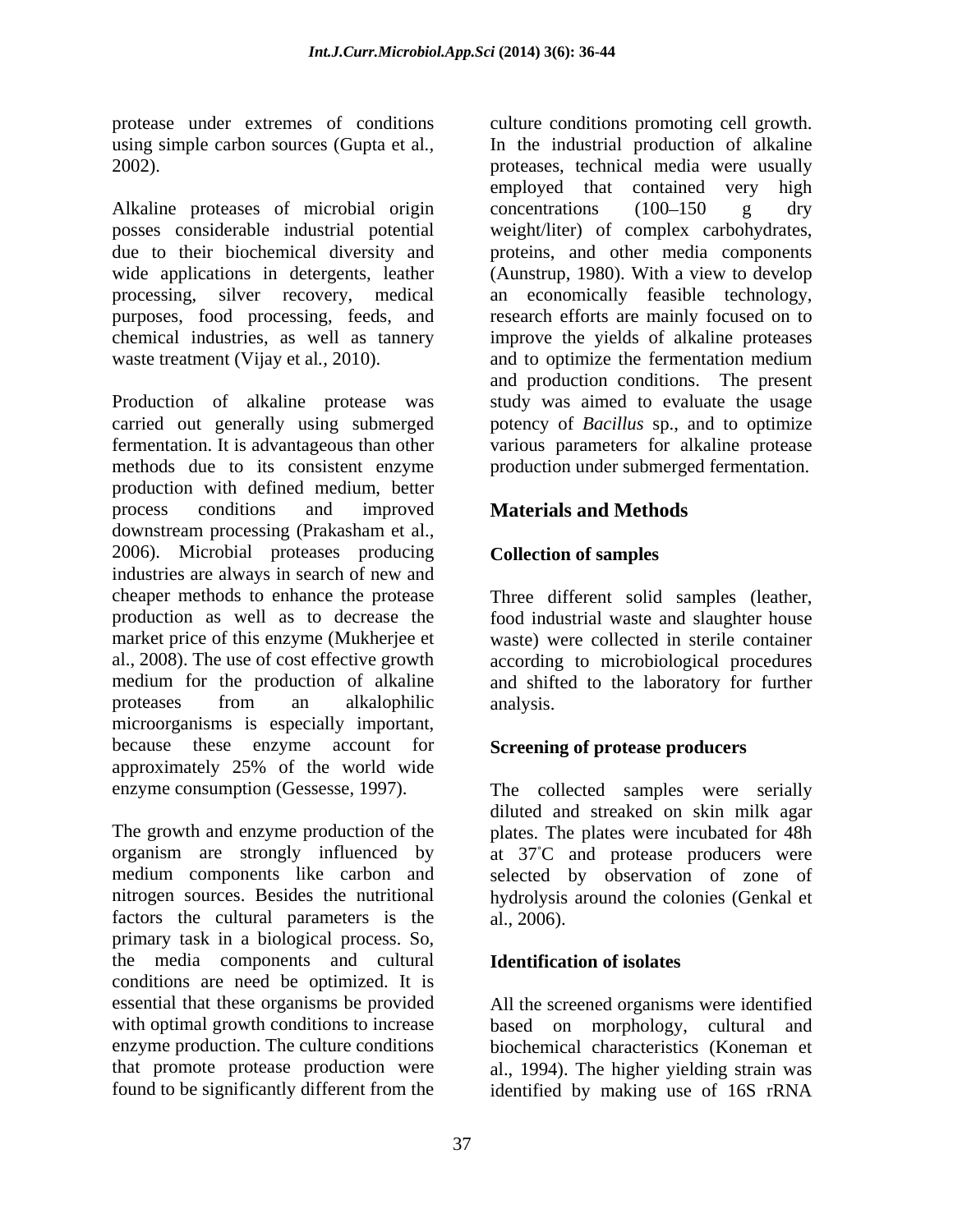protease under extremes of conditions using simple carbon sources (Gupta et al., 2002).

Alkaline proteases of microbial origin posses considerable industrial potential due to their biochemical diversity and wide applications in detergents, leather processing, silver recovery, medical purposes, food processing, feeds, and chemical industries, as well as tannery waste treatment (Vijay et al., 2010).

Production of alkaline protease was carried out generally using submerged fermentation. It is advantageous than other methods due to its consistent enzyme production with defined medium, better process conditions and improved downstream processing (Prakasham et al., 2006). Microbial proteases producing industries are always in search of new and cheaper methods to enhance the protease production as well as to decrease the market price of this enzyme (Mukherjee et al., 2008). The use of cost effective growth medium for the production of alkaline proteases from an alkalophilic microorganisms is especially important, because these enzyme account for approximately 25% of the world wide enzyme consumption (Gessesse, 1997).

The growth and enzyme production of the organism are strongly influenced by medium components like carbon and nitrogen sources. Besides the nutritional factors the cultural parameters is the primary task in a biological process. So, the media components and cultural conditions are need be optimized. It is essential that these organisms be provided with optimal growth conditions to increase enzyme production. The culture conditions that promote protease production were found to be significantly different from the culture conditions promoting cell growth. In the industrial production of alkaline proteases, technical media were usually employed that contained very high concentrations (100–150 g dry weight/liter) of complex carbohydrates, proteins, and other media components (Aunstrup, 1980). With a view to develop an economically feasible technology, research efforts are mainly focused on to improve the yields of alkaline proteases and to optimize the fermentation medium and production conditions. The present study was aimed to evaluate the usage potency of *Bacillus* sp., and to optimize various parameters for alkaline protease production under submerged fermentation.

## Materials and Methods

### Collection of samples

Three different solid samples (leather, food industrial waste and slaughter house waste) were collected in sterile container according to microbiological procedures and shifted to the laboratory for further analysis.

### Screening of protease producers

The collected samples were serially diluted and streaked on skin milk agar plates. The plates were incubated for 48h at 37°C and protease producers were selected by observation of zone of hydrolysis around the colonies (Genkal et al., 2006).

### Identification of isolates

All the screened organisms were identified based on morphology, cultural and biochemical characteristics (Koneman et al., 1994). The higher yielding strain was identified by making use of 16S rRNA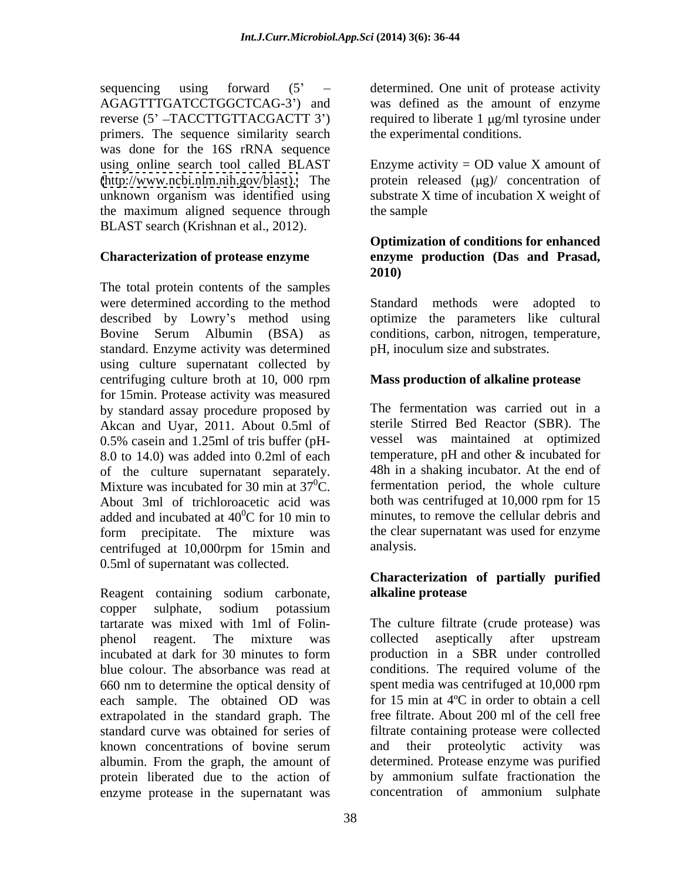sequencing using forward (5' – AGAGTTTGATCCTGGCTCAG-3') and reverse (5' –TACCTTGTTACGACTT 3') primers. The sequence similarity search was done for the 16S rRNA sequence using online search tool called BLAST (http://www.ncbi.nlm.nih.gov/blast). The unknown organism was identified using the maximum aligned sequence through BLAST search (Krishnan et al., 2012).

### Characterization of protease enzyme

The total protein contents of the samples were determined according to the method described by Lowry's method using Bovine Serum Albumin (BSA) as standard. Enzyme activity was determined using culture supernatant collected by centrifuging culture broth at 10, 000 rpm for 15min. Protease activity was measured by standard assay procedure proposed by Akcan and Uyar, 2011. About 0.5ml of 0.5% casein and 1.25ml of tris buffer (pH-8.0 to 14.0) was added into 0.2ml of each of the culture supernatant separately. Mixture was incubated for 30 min at $37^0$C. About 3ml of trichloroacetic acid was added and incubated at $40^0$C for 10 min to form precipitate. The mixture was centrifuged at 10,000rpm for 15min and 0.5ml of supernatant was collected.

Reagent containing sodium carbonate, copper sulphate, sodium potassium tartarate was mixed with 1ml of Folin-phenol reagent. The mixture was incubated at dark for 30 minutes to form blue colour. The absorbance was read at 660 nm to determine the optical density of each sample. The obtained OD was extrapolated in the standard graph. The standard curve was obtained for series of known concentrations of bovine serum albumin. From the graph, the amount of protein liberated due to the action of enzyme protease in the supernatant was determined. One unit of protease activity was defined as the amount of enzyme required to liberate 1 μg/ml tyrosine under the experimental conditions.

Enzyme activity = OD value X amount of protein released (μg)/ concentration of substrate X time of incubation X weight of the sample

### Optimization of conditions for enhanced enzyme production (Das and Prasad, 2010)

Standard methods were adopted to optimize the parameters like cultural conditions, carbon, nitrogen, temperature, pH, inoculum size and substrates.

### Mass production of alkaline protease

The fermentation was carried out in a sterile Stirred Bed Reactor (SBR). The vessel was maintained at optimized temperature, pH and other & incubated for 48h in a shaking incubator. At the end of fermentation period, the whole culture both was centrifuged at 10,000 rpm for 15 minutes, to remove the cellular debris and the clear supernatant was used for enzyme analysis.

### Characterization of partially purified alkaline protease

The culture filtrate (crude protease) was collected aseptically after upstream production in a SBR under controlled conditions. The required volume of the spent media was centrifuged at 10,000 rpm for 15 min at 4ºC in order to obtain a cell free filtrate. About 200 ml of the cell free filtrate containing protease were collected and their proteolytic activity was determined. Protease enzyme was purified by ammonium sulfate fractionation the concentration of ammonium sulphate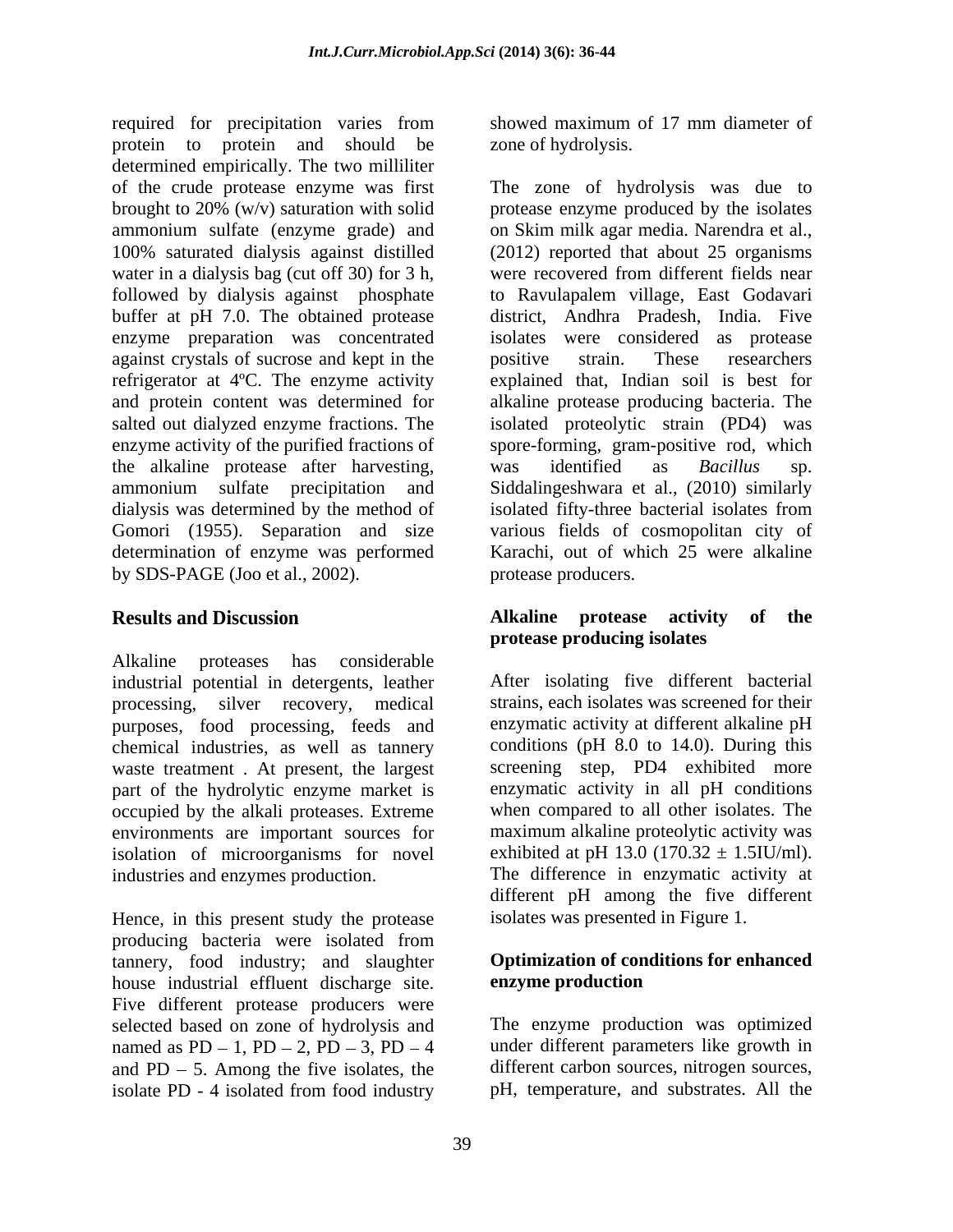required for precipitation varies from protein to protein and should be determined empirically. The two milliliter of the crude protease enzyme was first brought to 20% (w/v) saturation with solid ammonium sulfate (enzyme grade) and 100% saturated dialysis against distilled water in a dialysis bag (cut off 30) for 3 h, followed by dialysis against phosphate buffer at pH 7.0. The obtained protease enzyme preparation was concentrated against crystals of sucrose and kept in the refrigerator at 4ºC. The enzyme activity and protein content was determined for salted out dialyzed enzyme fractions. The enzyme activity of the purified fractions of the alkaline protease after harvesting, ammonium sulfate precipitation and dialysis was determined by the method of Gomori (1955). Separation and size determination of enzyme was performed by SDS-PAGE (Joo et al., 2002).

## Results and Discussion

Alkaline proteases has considerable industrial potential in detergents, leather processing, silver recovery, medical purposes, food processing, feeds and chemical industries, as well as tannery waste treatment . At present, the largest part of the hydrolytic enzyme market is occupied by the alkali proteases. Extreme environments are important sources for isolation of microorganisms for novel industries and enzymes production.

Hence, in this present study the protease producing bacteria were isolated from tannery, food industry; and slaughter house industrial effluent discharge site. Five different protease producers were selected based on zone of hydrolysis and named as PD – 1, PD – 2, PD – 3, PD – 4 and PD – 5. Among the five isolates, the isolate PD - 4 isolated from food industry showed maximum of 17 mm diameter of zone of hydrolysis.

The zone of hydrolysis was due to protease enzyme produced by the isolates on Skim milk agar media. Narendra et al., (2012) reported that about 25 organisms were recovered from different fields near to Ravulapalem village, East Godavari district, Andhra Pradesh, India. Five isolates were considered as protease positive strain. These researchers explained that, Indian soil is best for alkaline protease producing bacteria. The isolated proteolytic strain (PD4) was spore-forming, gram-positive rod, which was identified as *Bacillus* sp. Siddalingeshwara et al., (2010) similarly isolated fifty-three bacterial isolates from various fields of cosmopolitan city of Karachi, out of which 25 were alkaline protease producers.

### Alkaline protease activity of the protease producing isolates

After isolating five different bacterial strains, each isolates was screened for their enzymatic activity at different alkaline pH conditions (pH 8.0 to 14.0). During this screening step, PD4 exhibited more enzymatic activity in all pH conditions when compared to all other isolates. The maximum alkaline proteolytic activity was exhibited at pH 13.0 (170.32 ± 1.5IU/ml). The difference in enzymatic activity at different pH among the five different isolates was presented in Figure 1.

### Optimization of conditions for enhanced enzyme production

The enzyme production was optimized under different parameters like growth in different carbon sources, nitrogen sources, pH, temperature, and substrates. All the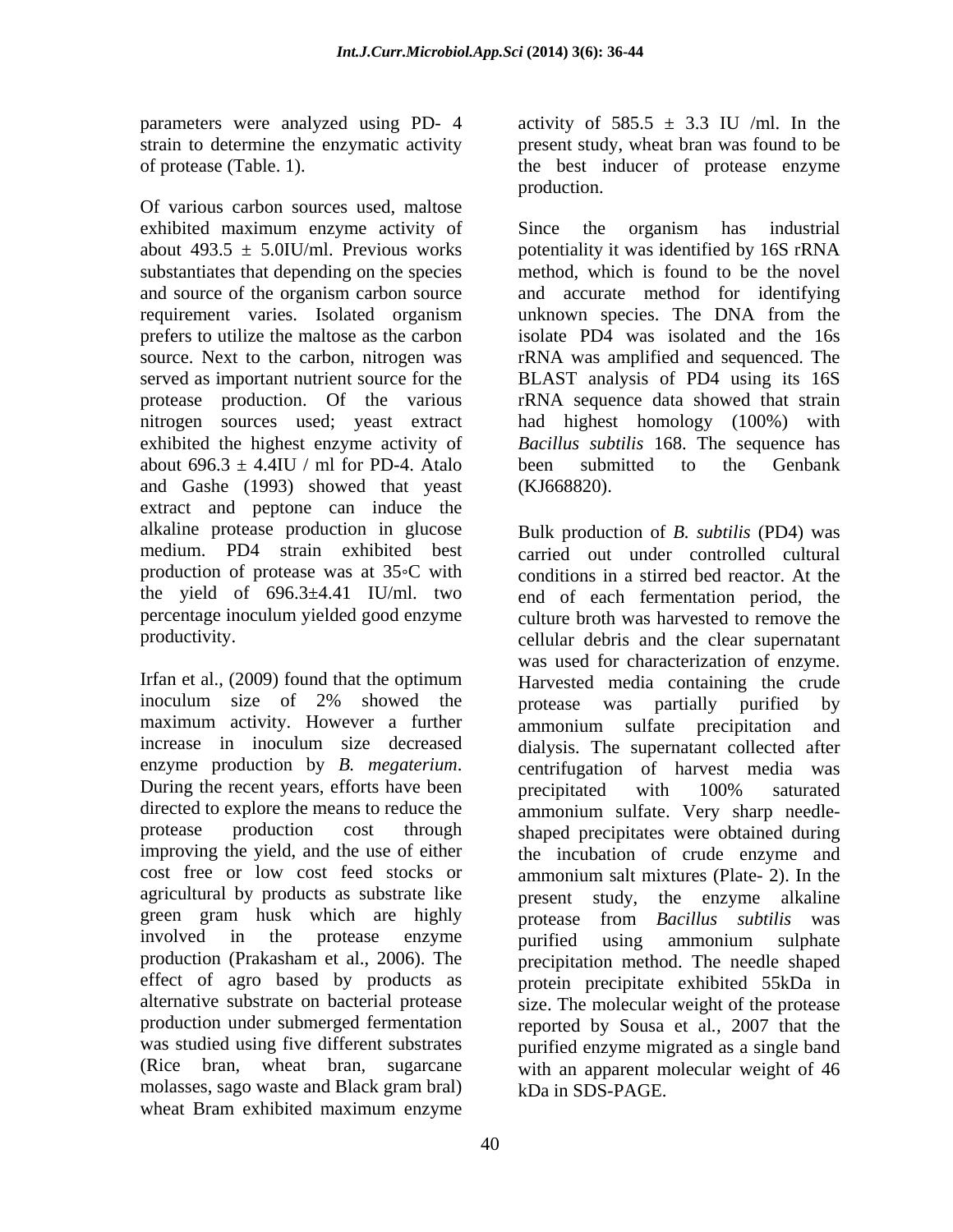parameters were analyzed using PD- 4 strain to determine the enzymatic activity of protease (Table. 1).

Of various carbon sources used, maltose exhibited maximum enzyme activity of about 493.5 ± 5.0IU/ml. Previous works substantiates that depending on the species and source of the organism carbon source requirement varies. Isolated organism prefers to utilize the maltose as the carbon source. Next to the carbon, nitrogen was served as important nutrient source for the protease production. Of the various nitrogen sources used; yeast extract exhibited the highest enzyme activity of about 696.3 ± 4.4IU / ml for PD-4. Atalo and Gashe (1993) showed that yeast extract and peptone can induce the alkaline protease production in glucose medium. PD4 strain exhibited best production of protease was at 35∘C with the yield of 696.3±4.41 IU/ml. two percentage inoculum yielded good enzyme productivity.

Irfan et al., (2009) found that the optimum inoculum size of 2% showed the maximum activity. However a further increase in inoculum size decreased enzyme production by *B. megaterium*. During the recent years, efforts have been directed to explore the means to reduce the protease production cost through improving the yield, and the use of either cost free or low cost feed stocks or agricultural by products as substrate like green gram husk which are highly involved in the protease enzyme production (Prakasham et al., 2006). The effect of agro based by products as alternative substrate on bacterial protease production under submerged fermentation was studied using five different substrates (Rice bran, wheat bran, sugarcane molasses, sago waste and Black gram bral) wheat Bram exhibited maximum enzyme activity of 585.5 ± 3.3 IU /ml. In the present study, wheat bran was found to be the best inducer of protease enzyme production.

Since the organism has industrial potentiality it was identified by 16S rRNA method, which is found to be the novel and accurate method for identifying unknown species. The DNA from the isolate PD4 was isolated and the 16s rRNA was amplified and sequenced. The BLAST analysis of PD4 using its 16S rRNA sequence data showed that strain had highest homology (100%) with *Bacillus subtilis* 168. The sequence has been submitted to the Genbank (KJ668820).

Bulk production of *B. subtilis* (PD4) was carried out under controlled cultural conditions in a stirred bed reactor. At the end of each fermentation period, the culture broth was harvested to remove the cellular debris and the clear supernatant was used for characterization of enzyme. Harvested media containing the crude protease was partially purified by ammonium sulfate precipitation and dialysis. The supernatant collected after centrifugation of harvest media was precipitated with 100% saturated ammonium sulfate. Very sharp needle-shaped precipitates were obtained during the incubation of crude enzyme and ammonium salt mixtures (Plate- 2). In the present study, the enzyme alkaline protease from *Bacillus subtilis* was purified using ammonium sulphate precipitation method. The needle shaped protein precipitate exhibited 55kDa in size. The molecular weight of the protease reported by Sousa et al*.,* 2007 that the purified enzyme migrated as a single band with an apparent molecular weight of 46 kDa in SDS-PAGE.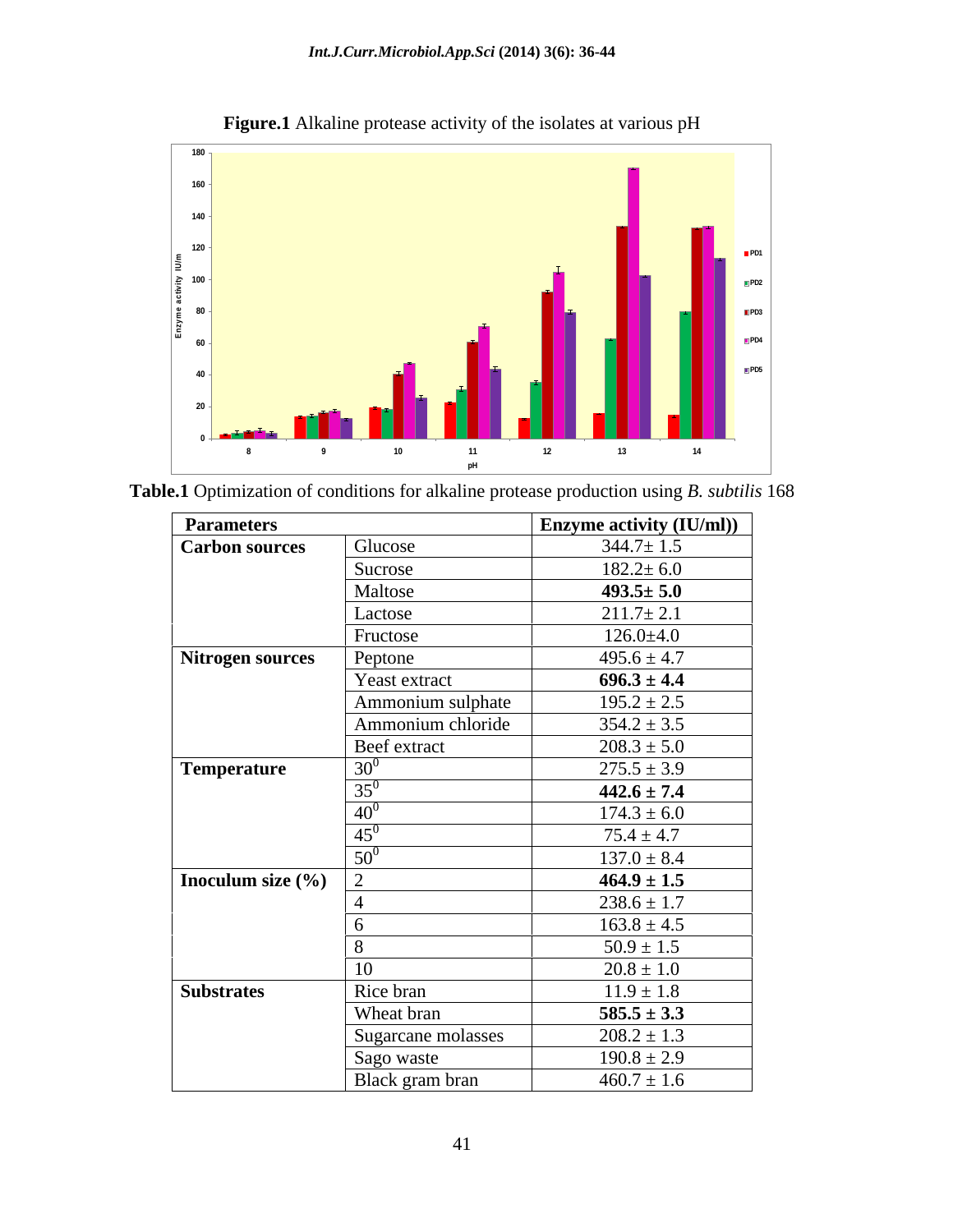**Figure.1** Alkaline protease activity of the isolates at various pH

**Table.1** Optimization of conditions for alkaline protease production using *B. subtilis* 168

| Parameters | | Enzyme activity (IU/ml)) |
|---|---|---|
| **Carbon sources** | Glucose | 344.7± 1.5 |
| | Sucrose | 182.2± 6.0 |
| | Maltose | **493.5± 5.0** |
| | Lactose | 211.7± 2.1 |
| | Fructose | 126.0±4.0 |
| **Nitrogen sources** | Peptone | 495.6 ± 4.7 |
| | Yeast extract | **696.3 ± 4.4** |
| | Ammonium sulphate | 195.2 ± 2.5 |
| | Ammonium chloride | 354.2 ± 3.5 |
| | Beef extract | 208.3 ± 5.0 |
| **Temperature** | $30^0$ | 275.5 ± 3.9 |
| | $35^0$ | **442.6 ± 7.4** |
| | $40^0$ | 174.3 ± 6.0 |
| | $45^0$ | 75.4 ± 4.7 |
| | $50^0$ | 137.0 ± 8.4 |
| **Inoculum size (%)** | 2 | **464.9 ± 1.5** |
| | 4 | 238.6 ± 1.7 |
| | 6 | 163.8 ± 4.5 |
| | 8 | 50.9 ± 1.5 |
| | 10 | 20.8 ± 1.0 |
| **Substrates** | Rice bran | 11.9 ± 1.8 |
| | Wheat bran | **585.5 ± 3.3** |
| | Sugarcane molasses | 208.2 ± 1.3 |
| | Sago waste | 190.8 ± 2.9 |
| | Black gram bran | 460.7 ± 1.6 |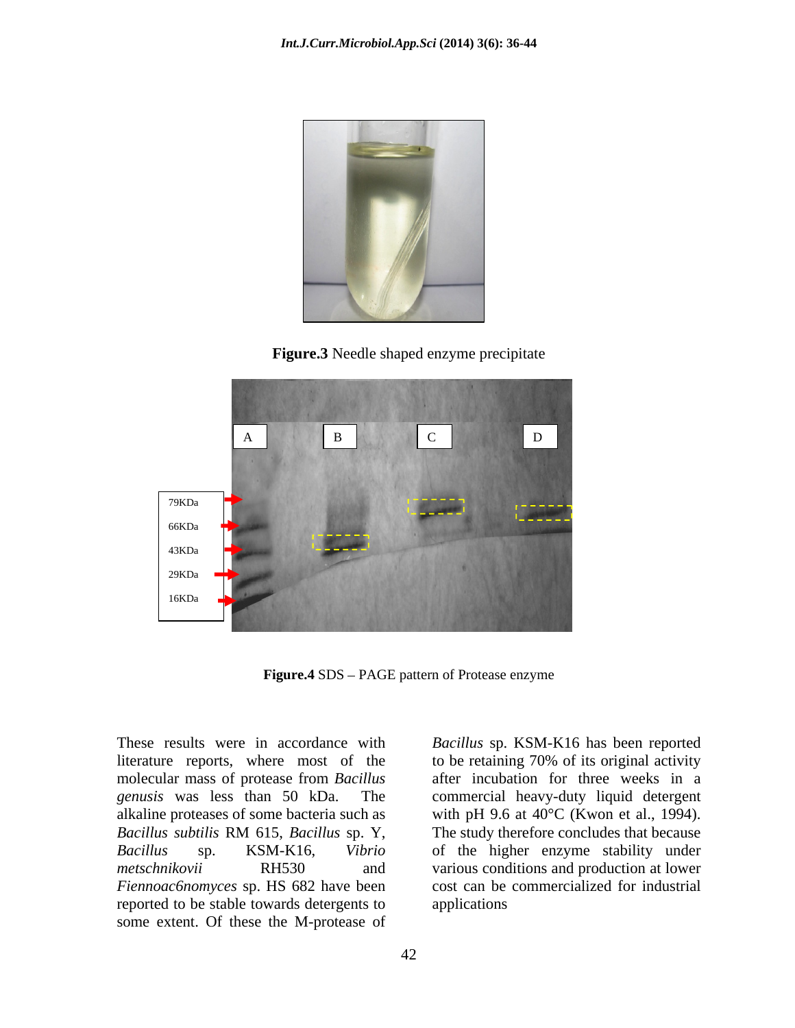**Figure.3** Needle shaped enzyme precipitate

A B C D

79KDa
66KDa
43KDa
29KDa
16KDa

**Figure.4** SDS – PAGE pattern of Protease enzyme

These results were in accordance with literature reports, where most of the molecular mass of protease from *Bacillus genusis* was less than 50 kDa. The alkaline proteases of some bacteria such as *Bacillus subtilis* RM 615, *Bacillus* sp. Y, *Bacillus* sp. KSM-K16, *Vibrio metschnikovii* RH530 and *Fiennoac6nomyces* sp. HS 682 have been reported to be stable towards detergents to some extent. Of these the M-protease of *Bacillus* sp. KSM-K16 has been reported to be retaining 70% of its original activity after incubation for three weeks in a commercial heavy-duty liquid detergent with pH 9.6 at 40°C (Kwon et al., 1994). The study therefore concludes that because of the higher enzyme stability under various conditions and production at lower cost can be commercialized for industrial applications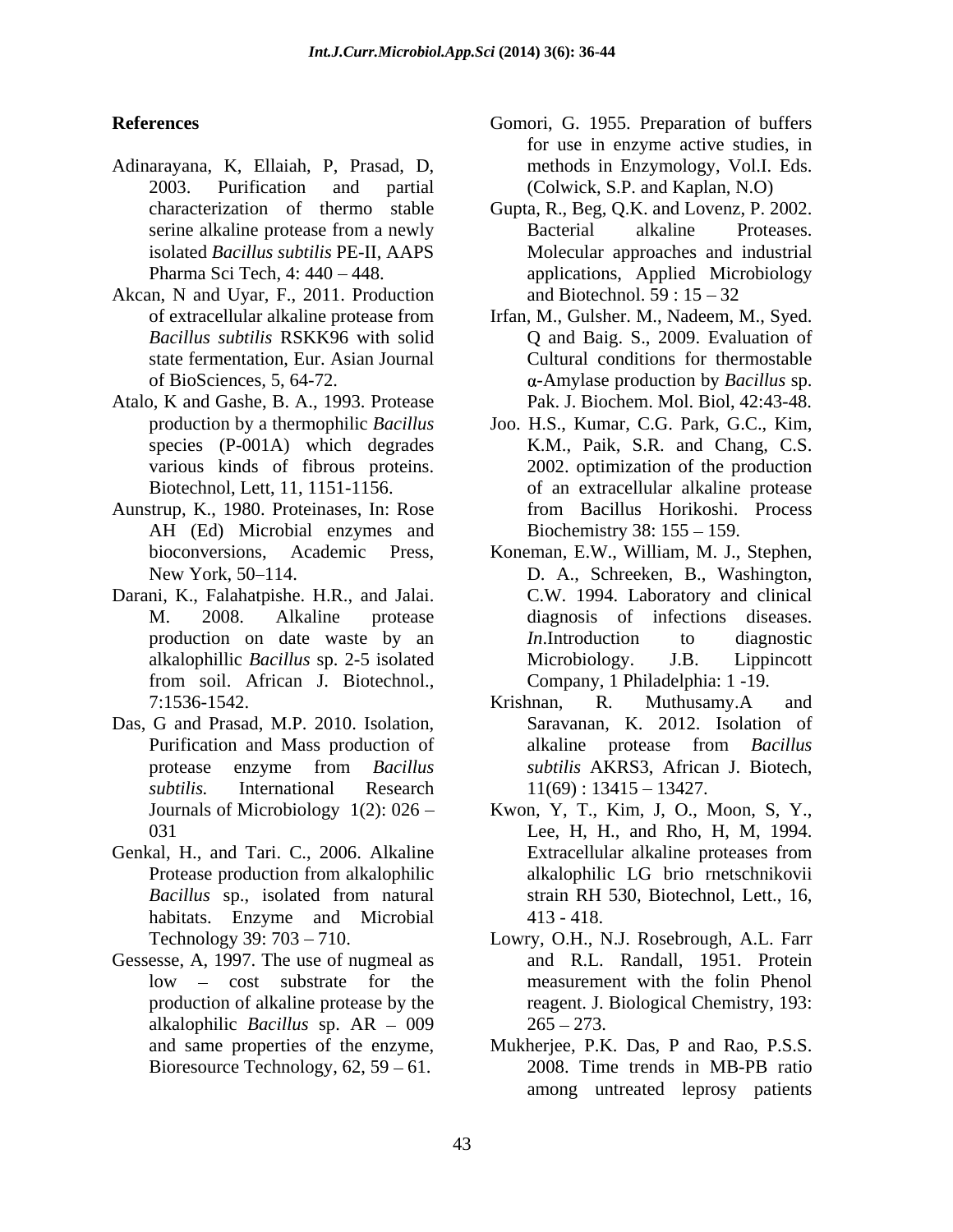## References

Adinarayana, K, Ellaiah, P, Prasad, D, 2003. Purification and partial characterization of thermo stable serine alkaline protease from a newly isolated *Bacillus subtilis* PE-II, AAPS Pharma Sci Tech, 4: 440 – 448.

Akcan, N and Uyar, F., 2011. Production of extracellular alkaline protease from *Bacillus subtilis* RSKK96 with solid state fermentation, Eur. Asian Journal of BioSciences, 5, 64-72.

Atalo, K and Gashe, B. A., 1993. Protease production by a thermophilic *Bacillus* species (P-001A) which degrades various kinds of fibrous proteins. Biotechnol, Lett, 11, 1151-1156.

Aunstrup, K., 1980. Proteinases, In: Rose AH (Ed) Microbial enzymes and bioconversions, Academic Press, New York, 50–114.

Darani, K., Falahatpishe. H.R., and Jalai. M. 2008. Alkaline protease production on date waste by an alkalophillic *Bacillus* sp. 2-5 isolated from soil. African J. Biotechnol., 7:1536-1542.

Das, G and Prasad, M.P. 2010. Isolation, Purification and Mass production of protease enzyme from *Bacillus subtilis.* International Research Journals of Microbiology 1(2): 026 – 031

Genkal, H., and Tari. C., 2006. Alkaline Protease production from alkalophilic *Bacillus* sp., isolated from natural habitats. Enzyme and Microbial Technology 39: 703 – 710.

Gessesse, A, 1997. The use of nugmeal as low – cost substrate for the production of alkaline protease by the alkalophilic *Bacillus* sp. AR – 009 and same properties of the enzyme, Bioresource Technology, 62, 59 – 61.

Gomori, G. 1955. Preparation of buffers for use in enzyme active studies, in methods in Enzymology, Vol.I. Eds. (Colwick, S.P. and Kaplan, N.O)

Gupta, R., Beg, Q.K. and Lovenz, P. 2002. Bacterial alkaline Proteases. Molecular approaches and industrial applications, Applied Microbiology and Biotechnol. 59 : 15 – 32

Irfan, M., Gulsher. M., Nadeem, M., Syed. Q and Baig. S., 2009. Evaluation of Cultural conditions for thermostable α-Amylase production by *Bacillus* sp. Pak. J. Biochem. Mol. Biol, 42:43-48.

Joo. H.S., Kumar, C.G. Park, G.C., Kim, K.M., Paik, S.R. and Chang, C.S. 2002. optimization of the production of an extracellular alkaline protease from Bacillus Horikoshi. Process Biochemistry 38: 155 – 159.

Koneman, E.W., William, M. J., Stephen, D. A., Schreeken, B., Washington, C.W. 1994. Laboratory and clinical diagnosis of infections diseases. *In*.Introduction to diagnostic Microbiology. J.B. Lippincott Company, 1 Philadelphia: 1 -19.

Krishnan, R. Muthusamy.A and Saravanan, K. 2012. Isolation of alkaline protease from *Bacillus subtilis* AKRS3, African J. Biotech, 11(69) : 13415 – 13427.

Kwon, Y, T., Kim, J, O., Moon, S, Y., Lee, H, H., and Rho, H, M, 1994. Extracellular alkaline proteases from alkalophilic LG brio rnetschnikovii strain RH 530, Biotechnol, Lett., 16, 413 - 418.

Lowry, O.H., N.J. Rosebrough, A.L. Farr and R.L. Randall, 1951. Protein measurement with the folin Phenol reagent. J. Biological Chemistry, 193: 265 – 273.

Mukherjee, P.K. Das, P and Rao, P.S.S. 2008. Time trends in MB-PB ratio among untreated leprosy patients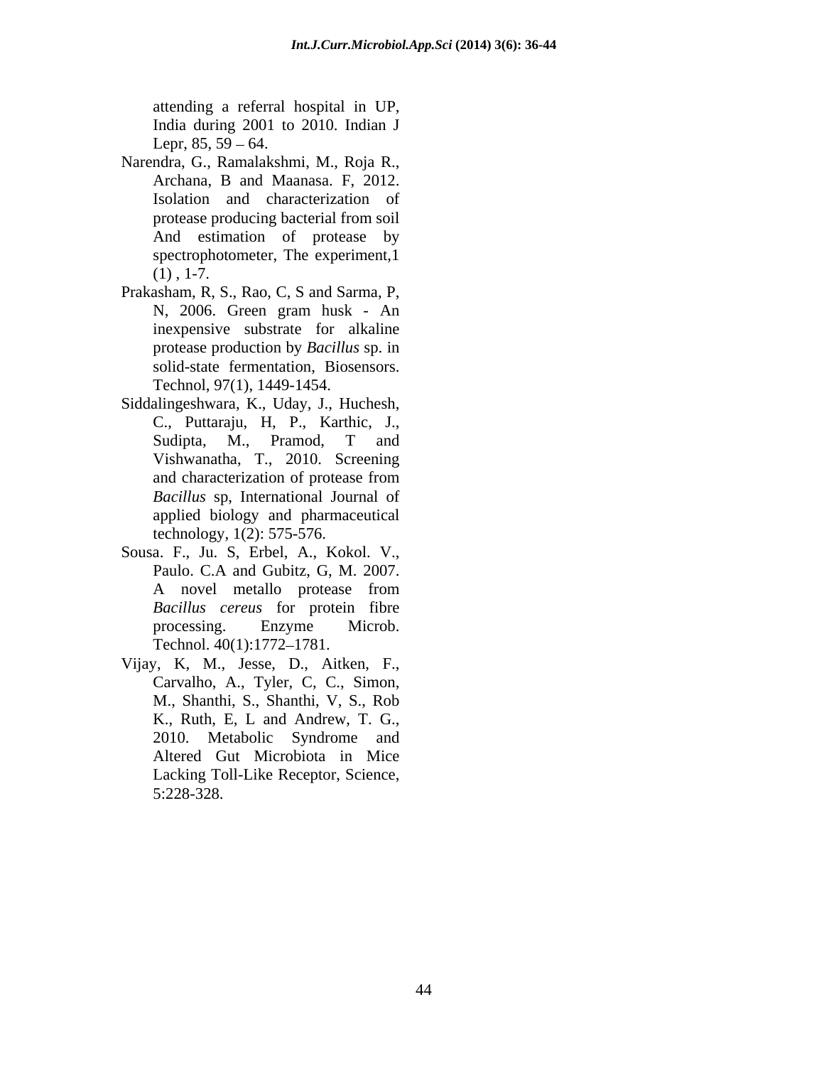attending a referral hospital in UP, India during 2001 to 2010. Indian J Lepr, 85, 59 – 64.

Narendra, G., Ramalakshmi, M., Roja R., Archana, B and Maanasa. F, 2012. Isolation and characterization of protease producing bacterial from soil And estimation of protease by spectrophotometer, The experiment,1 (1) , 1-7.

Prakasham, R, S., Rao, C, S and Sarma, P, N, 2006. Green gram husk - An inexpensive substrate for alkaline protease production by *Bacillus* sp. in solid-state fermentation, Biosensors. Technol, 97(1), 1449-1454.

Siddalingeshwara, K., Uday, J., Huchesh, C., Puttaraju, H, P., Karthic, J., Sudipta, M., Pramod, T and Vishwanatha, T., 2010. Screening and characterization of protease from *Bacillus* sp, International Journal of applied biology and pharmaceutical technology, 1(2): 575-576.

Sousa. F., Ju. S, Erbel, A., Kokol. V., Paulo. C.A and Gubitz, G, M. 2007. A novel metallo protease from *Bacillus cereus* for protein fibre processing. Enzyme Microb. Technol. 40(1):1772–1781.

Vijay, K, M., Jesse, D., Aitken, F., Carvalho, A., Tyler, C, C., Simon, M., Shanthi, S., Shanthi, V, S., Rob K., Ruth, E, L and Andrew, T. G., 2010. Metabolic Syndrome and Altered Gut Microbiota in Mice Lacking Toll-Like Receptor, Science, 5:228-328.